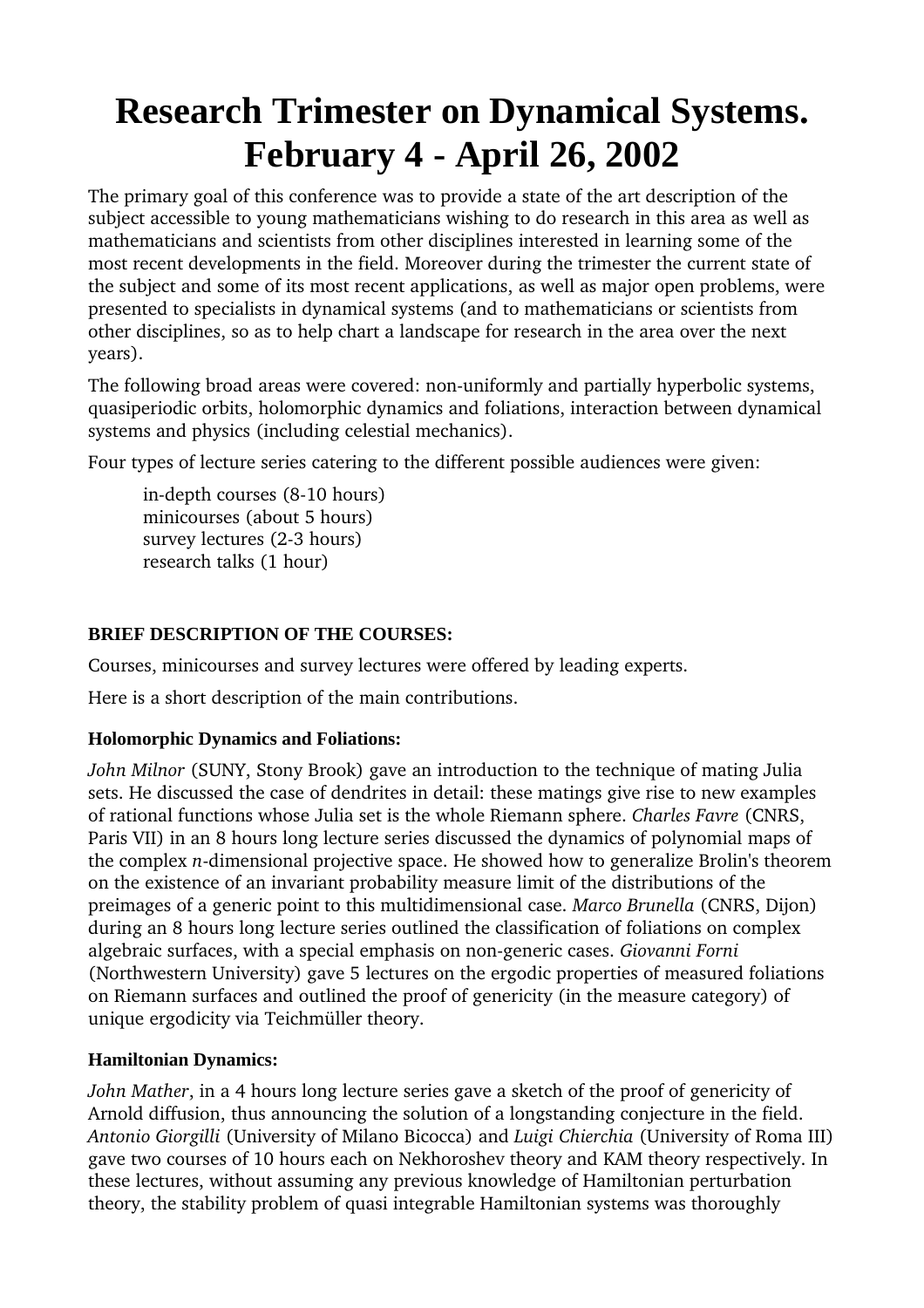# Research Trimester on Dynamical Systems. February 4 - April 26, 2002

The primary goal of this conference was to provide a state of the art description of the subject accessible to young mathematicians wishing to do research in this area as well as mathematicians and scientists from other disciplines interested in learning some of the most recent developments in the field. Moreover during the trimester the current state of the subject and some of its most recent applications, as well as major open problems, were presented to specialists in dynamical systems (and to mathematicians or scientists from other disciplines, so as to help chart a landscape for research in the area over the next years).

The following broad areas were covered: non-uniformly and partially hyperbolic systems, quasiperiodic orbits, holomorphic dynamics and foliations, interaction between dynamical systems and physics (including celestial mechanics).

Four types of lecture series catering to the different possible audiences were given:

in-depth courses (8-10 hours)
minicourses (about 5 hours)
survey lectures (2-3 hours)
research talks (1 hour)

**BRIEF DESCRIPTION OF THE COURSES:**

Courses, minicourses and survey lectures were offered by leading experts.

Here is a short description of the main contributions.

**Holomorphic Dynamics and Foliations:**

*John Milnor* (SUNY, Stony Brook) gave an introduction to the technique of mating Julia sets. He discussed the case of dendrites in detail: these matings give rise to new examples of rational functions whose Julia set is the whole Riemann sphere. *Charles Favre* (CNRS, Paris VII) in an 8 hours long lecture series discussed the dynamics of polynomial maps of the complex $n$-dimensional projective space. He showed how to generalize Brolin's theorem on the existence of an invariant probability measure limit of the distributions of the preimages of a generic point to this multidimensional case. *Marco Brunella* (CNRS, Dijon) during an 8 hours long lecture series outlined the classification of foliations on complex algebraic surfaces, with a special emphasis on non-generic cases. *Giovanni Forni* (Northwestern University) gave 5 lectures on the ergodic properties of measured foliations on Riemann surfaces and outlined the proof of genericity (in the measure category) of unique ergodicity via Teichmüller theory.

**Hamiltonian Dynamics:**

*John Mather*, in a 4 hours long lecture series gave a sketch of the proof of genericity of Arnold diffusion, thus announcing the solution of a longstanding conjecture in the field. *Antonio Giorgilli* (University of Milano Bicocca) and *Luigi Chierchia* (University of Roma III) gave two courses of 10 hours each on Nekhoroshev theory and KAM theory respectively. In these lectures, without assuming any previous knowledge of Hamiltonian perturbation theory, the stability problem of quasi integrable Hamiltonian systems was thoroughly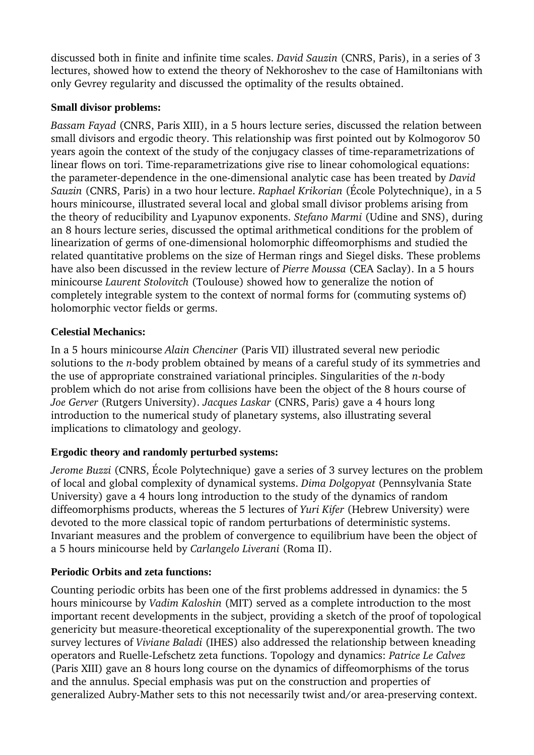discussed both in finite and infinite time scales. *David Sauzin* (CNRS, Paris), in a series of 3 lectures, showed how to extend the theory of Nekhoroshev to the case of Hamiltonians with only Gevrey regularity and discussed the optimality of the results obtained.

**Small divisor problems:**

*Bassam Fayad* (CNRS, Paris XIII), in a 5 hours lecture series, discussed the relation between small divisors and ergodic theory. This relationship was first pointed out by Kolmogorov 50 years agoin the context of the study of the conjugacy classes of time-reparametrizations of linear flows on tori. Time-reparametrizations give rise to linear cohomological equations: the parameter-dependence in the one-dimensional analytic case has been treated by *David Sauzin* (CNRS, Paris) in a two hour lecture. *Raphael Krikorian* (École Polytechnique), in a 5 hours minicourse, illustrated several local and global small divisor problems arising from the theory of reducibility and Lyapunov exponents. *Stefano Marmi* (Udine and SNS), during an 8 hours lecture series, discussed the optimal arithmetical conditions for the problem of linearization of germs of one-dimensional holomorphic diffeomorphisms and studied the related quantitative problems on the size of Herman rings and Siegel disks. These problems have also been discussed in the review lecture of *Pierre Moussa* (CEA Saclay). In a 5 hours minicourse *Laurent Stolovitch* (Toulouse) showed how to generalize the notion of completely integrable system to the context of normal forms for (commuting systems of) holomorphic vector fields or germs.

**Celestial Mechanics:**

In a 5 hours minicourse *Alain Chenciner* (Paris VII) illustrated several new periodic solutions to the $n$-body problem obtained by means of a careful study of its symmetries and the use of appropriate constrained variational principles. Singularities of the $n$-body problem which do not arise from collisions have been the object of the 8 hours course of *Joe Gerver* (Rutgers University). *Jacques Laskar* (CNRS, Paris) gave a 4 hours long introduction to the numerical study of planetary systems, also illustrating several implications to climatology and geology.

**Ergodic theory and randomly perturbed systems:**

*Jerome Buzzi* (CNRS, École Polytechnique) gave a series of 3 survey lectures on the problem of local and global complexity of dynamical systems. *Dima Dolgopyat* (Pennsylvania State University) gave a 4 hours long introduction to the study of the dynamics of random diffeomorphisms products, whereas the 5 lectures of *Yuri Kifer* (Hebrew University) were devoted to the more classical topic of random perturbations of deterministic systems. Invariant measures and the problem of convergence to equilibrium have been the object of a 5 hours minicourse held by *Carlangelo Liverani* (Roma II).

**Periodic Orbits and zeta functions:**

Counting periodic orbits has been one of the first problems addressed in dynamics: the 5 hours minicourse by *Vadim Kaloshin* (MIT) served as a complete introduction to the most important recent developments in the subject, providing a sketch of the proof of topological genericity but measure-theoretical exceptionality of the superexponential growth. The two survey lectures of *Viviane Baladi* (IHES) also addressed the relationship between kneading operators and Ruelle-Lefschetz zeta functions. Topology and dynamics: *Patrice Le Calvez* (Paris XIII) gave an 8 hours long course on the dynamics of diffeomorphisms of the torus and the annulus. Special emphasis was put on the construction and properties of generalized Aubry-Mather sets to this not necessarily twist and/or area-preserving context.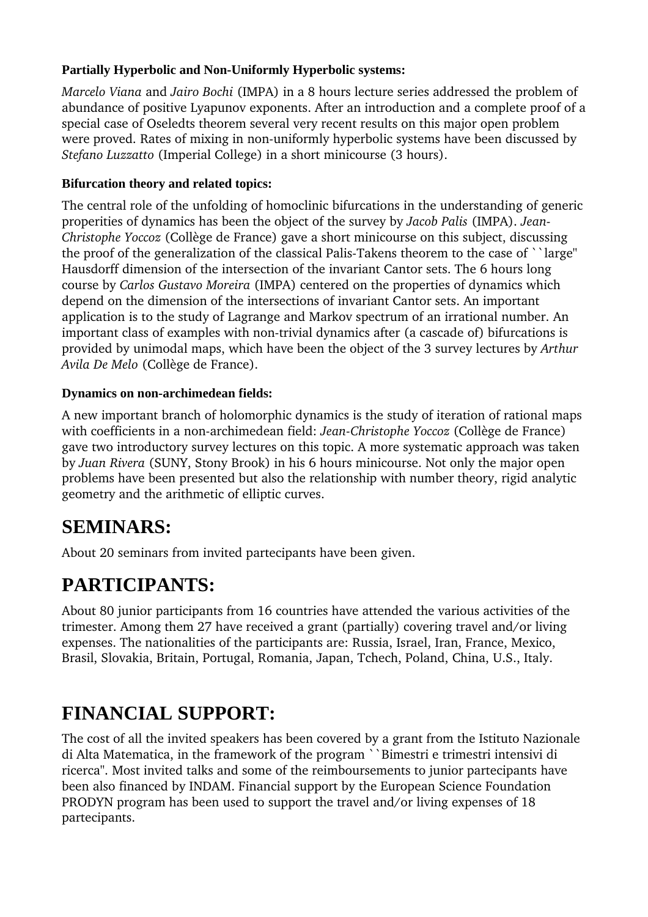**Partially Hyperbolic and Non-Uniformly Hyperbolic systems:**

*Marcelo Viana* and *Jairo Bochi* (IMPA) in a 8 hours lecture series addressed the problem of abundance of positive Lyapunov exponents. After an introduction and a complete proof of a special case of Oseledts theorem several very recent results on this major open problem were proved. Rates of mixing in non-uniformly hyperbolic systems have been discussed by *Stefano Luzzatto* (Imperial College) in a short minicourse (3 hours).

**Bifurcation theory and related topics:**

The central role of the unfolding of homoclinic bifurcations in the understanding of generic properities of dynamics has been the object of the survey by *Jacob Palis* (IMPA). *Jean-Christophe Yoccoz* (Collège de France) gave a short minicourse on this subject, discussing the proof of the generalization of the classical Palis-Takens theorem to the case of ``large'' Hausdorff dimension of the intersection of the invariant Cantor sets. The 6 hours long course by *Carlos Gustavo Moreira* (IMPA) centered on the properties of dynamics which depend on the dimension of the intersections of invariant Cantor sets. An important application is to the study of Lagrange and Markov spectrum of an irrational number. An important class of examples with non-trivial dynamics after (a cascade of) bifurcations is provided by unimodal maps, which have been the object of the 3 survey lectures by *Arthur Avila De Melo* (Collège de France).

**Dynamics on non-archimedean fields:**

A new important branch of holomorphic dynamics is the study of iteration of rational maps with coefficients in a non-archimedean field: *Jean-Christophe Yoccoz* (Collège de France) gave two introductory survey lectures on this topic. A more systematic approach was taken by *Juan Rivera* (SUNY, Stony Brook) in his 6 hours minicourse. Not only the major open problems have been presented but also the relationship with number theory, rigid analytic geometry and the arithmetic of elliptic curves.

## SEMINARS:

About 20 seminars from invited partecipants have been given.

## PARTICIPANTS:

About 80 junior participants from 16 countries have attended the various activities of the trimester. Among them 27 have received a grant (partially) covering travel and/or living expenses. The nationalities of the participants are: Russia, Israel, Iran, France, Mexico, Brasil, Slovakia, Britain, Portugal, Romania, Japan, Tchech, Poland, China, U.S., Italy.

## FINANCIAL SUPPORT:

The cost of all the invited speakers has been covered by a grant from the Istituto Nazionale di Alta Matematica, in the framework of the program ``Bimestri e trimestri intensivi di ricerca''. Most invited talks and some of the reimboursements to junior partecipants have been also financed by INDAM. Financial support by the European Science Foundation PRODYN program has been used to support the travel and/or living expenses of 18 partecipants.